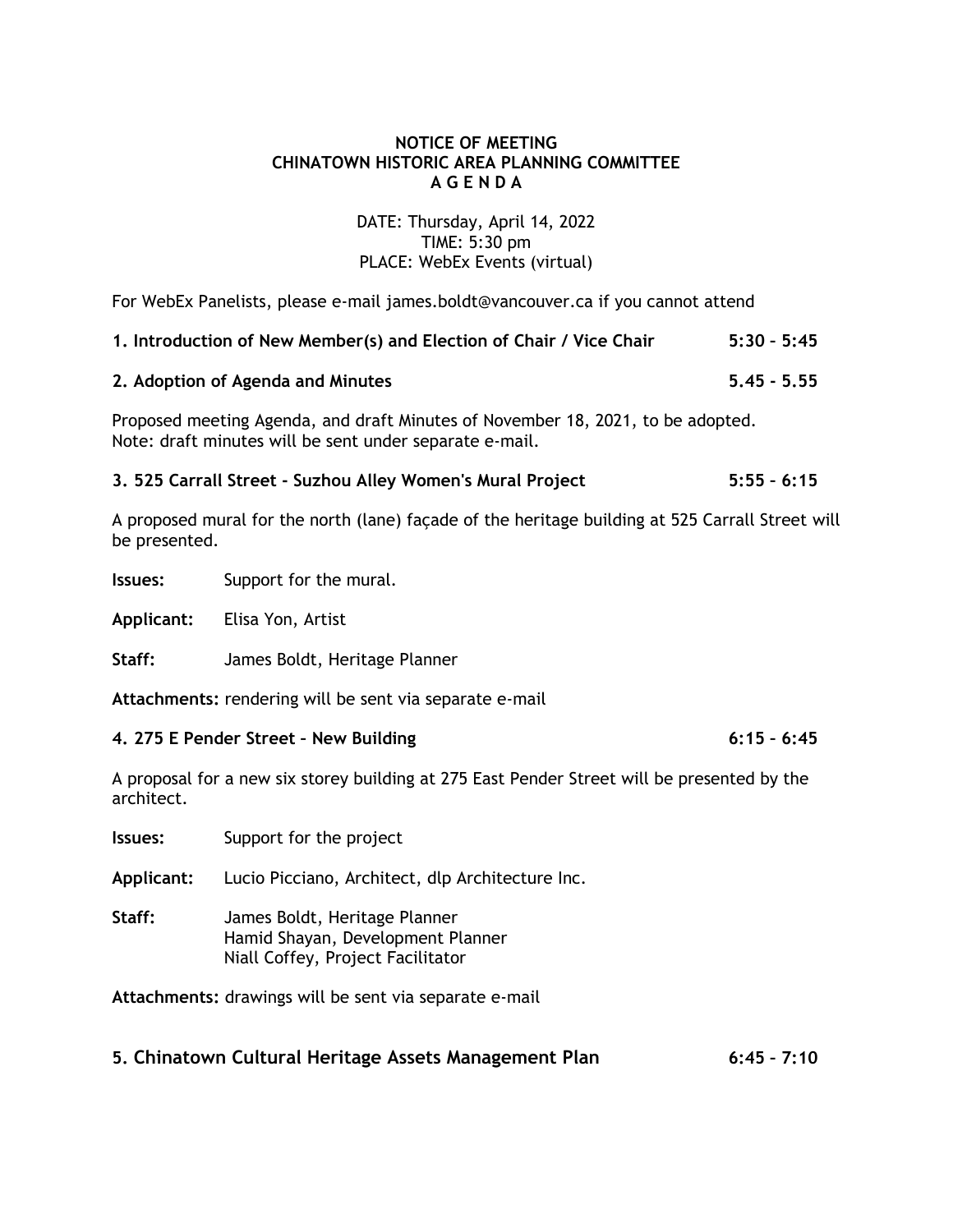**NOTICE OF MEETING**
**CHINATOWN HISTORIC AREA PLANNING COMMITTEE**
**A G E N D A**

DATE: Thursday, April 14, 2022
TIME: 5:30 pm
PLACE: WebEx Events (virtual)

For WebEx Panelists, please e-mail james.boldt@vancouver.ca if you cannot attend

**1. Introduction of New Member(s) and Election of Chair / Vice Chair 5:30 – 5:45**

**2. Adoption of Agenda and Minutes 5.45 - 5.55**

Proposed meeting Agenda, and draft Minutes of November 18, 2021, to be adopted.
Note: draft minutes will be sent under separate e-mail.

**3. 525 Carrall Street - Suzhou Alley Women's Mural Project 5:55 – 6:15**

A proposed mural for the north (lane) façade of the heritage building at 525 Carrall Street will be presented.

**Issues:** Support for the mural.

**Applicant:** Elisa Yon, Artist

**Staff:** James Boldt, Heritage Planner

**Attachments:** rendering will be sent via separate e-mail

**4. 275 E Pender Street – New Building 6:15 – 6:45**

A proposal for a new six storey building at 275 East Pender Street will be presented by the architect.

**Issues:** Support for the project

**Applicant:** Lucio Picciano, Architect, dlp Architecture Inc.

**Staff:** James Boldt, Heritage Planner
Hamid Shayan, Development Planner
Niall Coffey, Project Facilitator

**Attachments:** drawings will be sent via separate e-mail

**5. Chinatown Cultural Heritage Assets Management Plan 6:45 – 7:10**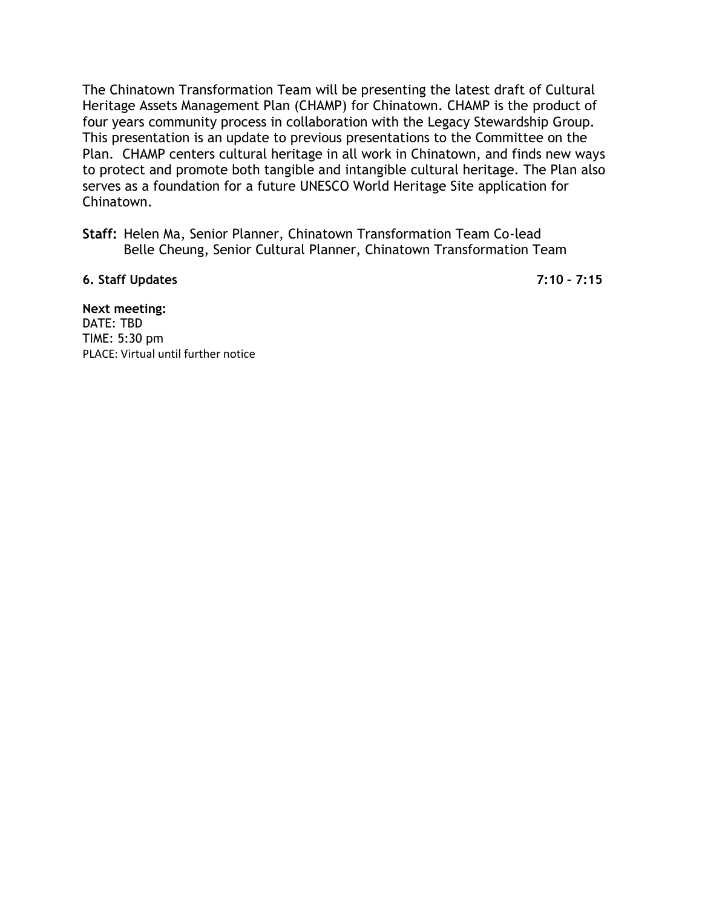The Chinatown Transformation Team will be presenting the latest draft of Cultural Heritage Assets Management Plan (CHAMP) for Chinatown. CHAMP is the product of four years community process in collaboration with the Legacy Stewardship Group. This presentation is an update to previous presentations to the Committee on the Plan. CHAMP centers cultural heritage in all work in Chinatown, and finds new ways to protect and promote both tangible and intangible cultural heritage. The Plan also serves as a foundation for a future UNESCO World Heritage Site application for Chinatown.

**Staff:** Helen Ma, Senior Planner, Chinatown Transformation Team Co-lead
Belle Cheung, Senior Cultural Planner, Chinatown Transformation Team

**6. Staff Updates** **7:10 – 7:15**

**Next meeting:**
DATE: TBD
TIME: 5:30 pm
PLACE: Virtual until further notice